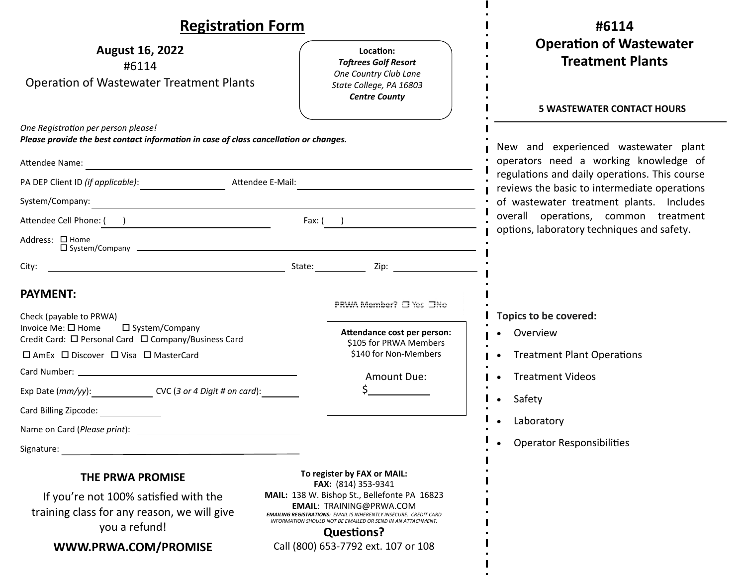# Registration Form

**August 16, 2022**
#6114
Operation of Wastewater Treatment Plants

**Location:**
***Toftrees Golf Resort***
*One Country Club Lane*
*State College, PA 16803*
***Centre County***

*One Registration per person please!*
***Please provide the best contact information in case of class cancellation or changes.***

Attendee Name: ______________________________

PA DEP Client ID *(if applicable)*: ____________ Attendee E-Mail: ____________________

System/Company: ______________________________

Attendee Cell Phone: (    ) ____________ Fax: (    ) ____________

Address: ☐ Home
☐ System/Company ______________________________

City: ____________________ State: ________ Zip: ________

## PAYMENT:

PRWA Member? ☐ Yes ☐No

Check (payable to PRWA)
Invoice Me: ☐ Home ☐ System/Company
Credit Card: ☐ Personal Card ☐ Company/Business Card
☐ AmEx ☐ Discover ☐ Visa ☐ MasterCard

Card Number: ______________________________

Exp Date (*mm/yy*): ________ CVC (*3 or 4 Digit # on card*): ________

Card Billing Zipcode: ________

Name on Card (*Please print*): ____________________

Signature: ______________________________

**Attendance cost per person:**
$105 for PRWA Members
$140 for Non-Members

Amount Due:
$__________

### THE PRWA PROMISE

If you're not 100% satisfied with the training class for any reason, we will give you a refund!

**WWW.PRWA.COM/PROMISE**

**To register by FAX or MAIL:**
**FAX:** (814) 353-9341
**MAIL:** 138 W. Bishop St., Bellefonte PA 16823
**EMAIL**: TRAINING@PRWA.COM
***EMAILING REGISTRATIONS:*** *EMAIL IS INHERENTLY INSECURE. CREDIT CARD INFORMATION SHOULD NOT BE EMAILED OR SEND IN AN ATTACHMENT.*

**Questions?**
Call (800) 653-7792 ext. 107 or 108

# #6114 Operation of Wastewater Treatment Plants

**5 WASTEWATER CONTACT HOURS**

New and experienced wastewater plant operators need a working knowledge of regulations and daily operations. This course reviews the basic to intermediate operations of wastewater treatment plants. Includes overall operations, common treatment options, laboratory techniques and safety.

**Topics to be covered:**

- Overview
- Treatment Plant Operations
- Treatment Videos
- Safety
- Laboratory
- Operator Responsibilities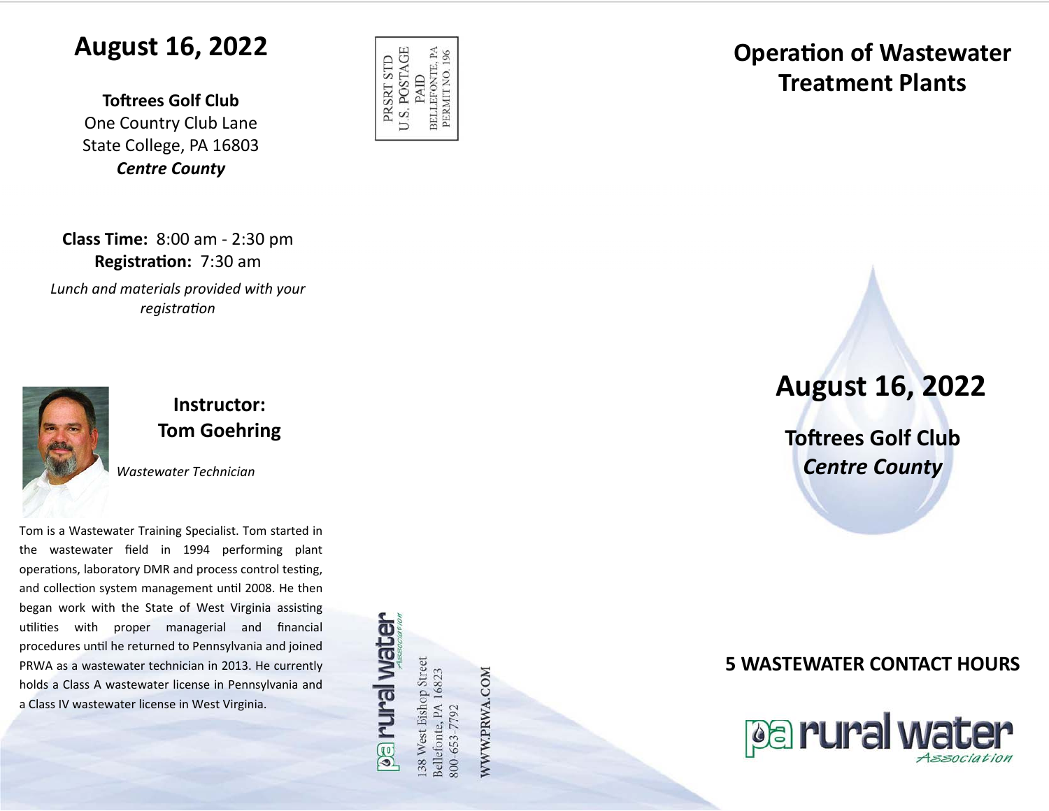## August 16, 2022

**Toftrees Golf Club**
One Country Club Lane
State College, PA 16803
***Centre County***

**Class Time:** 8:00 am - 2:30 pm
**Registration:** 7:30 am

*Lunch and materials provided with your registration*

### Instructor:
### Tom Goehring

*Wastewater Technician*

Tom is a Wastewater Training Specialist. Tom started in the wastewater field in 1994 performing plant operations, laboratory DMR and process control testing, and collection system management until 2008. He then began work with the State of West Virginia assisting utilities with proper managerial and financial procedures until he returned to Pennsylvania and joined PRWA as a wastewater technician in 2013. He currently holds a Class A wastewater license in Pennsylvania and a Class IV wastewater license in West Virginia.

PRSRT STD
U.S. POSTAGE
PAID
BELLEFONTE, PA
PERMIT NO. 196

pa rural water Association
138 West Bishop Street
Bellefonte, PA 16823
800-653-7792
WWW.PRWA.COM

# Operation of Wastewater Treatment Plants

## August 16, 2022

**Toftrees Golf Club**
***Centre County***

**5 WASTEWATER CONTACT HOURS**

pa rural water Association